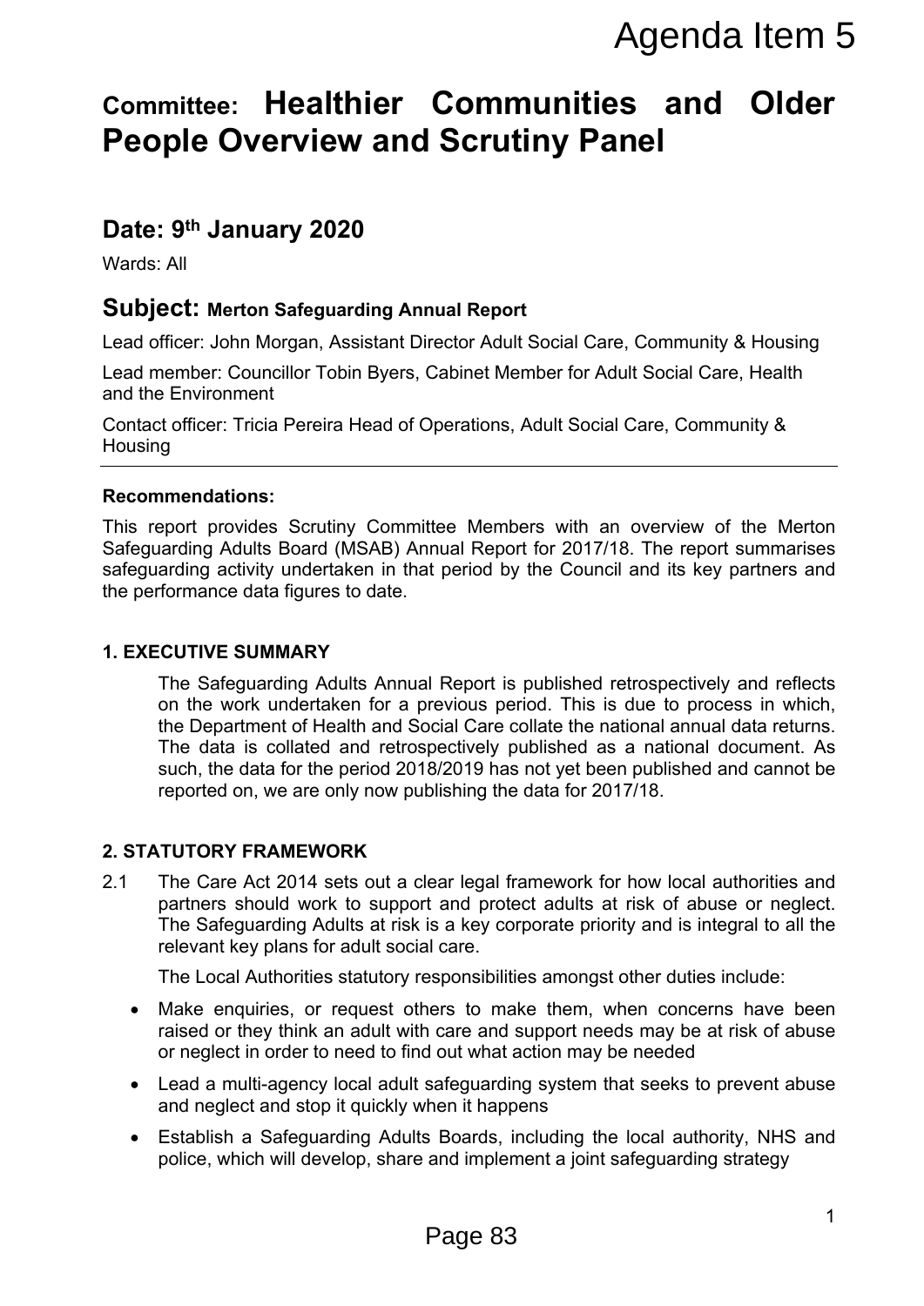Agenda Item 5

# Committee: Healthier Communities and Older People Overview and Scrutiny Panel

## Date: 9th January 2020

Wards: All

## Subject: Merton Safeguarding Annual Report

Lead officer: John Morgan, Assistant Director Adult Social Care, Community & Housing

Lead member: Councillor Tobin Byers, Cabinet Member for Adult Social Care, Health and the Environment

Contact officer: Tricia Pereira Head of Operations, Adult Social Care, Community & Housing

---

**Recommendations:**

This report provides Scrutiny Committee Members with an overview of the Merton Safeguarding Adults Board (MSAB) Annual Report for 2017/18. The report summarises safeguarding activity undertaken in that period by the Council and its key partners and the performance data figures to date.

### 1. EXECUTIVE SUMMARY

The Safeguarding Adults Annual Report is published retrospectively and reflects on the work undertaken for a previous period. This is due to process in which, the Department of Health and Social Care collate the national annual data returns. The data is collated and retrospectively published as a national document. As such, the data for the period 2018/2019 has not yet been published and cannot be reported on, we are only now publishing the data for 2017/18.

### 2. STATUTORY FRAMEWORK

2.1 The Care Act 2014 sets out a clear legal framework for how local authorities and partners should work to support and protect adults at risk of abuse or neglect. The Safeguarding Adults at risk is a key corporate priority and is integral to all the relevant key plans for adult social care.

The Local Authorities statutory responsibilities amongst other duties include:

- Make enquiries, or request others to make them, when concerns have been raised or they think an adult with care and support needs may be at risk of abuse or neglect in order to need to find out what action may be needed
- Lead a multi-agency local adult safeguarding system that seeks to prevent abuse and neglect and stop it quickly when it happens
- Establish a Safeguarding Adults Boards, including the local authority, NHS and police, which will develop, share and implement a joint safeguarding strategy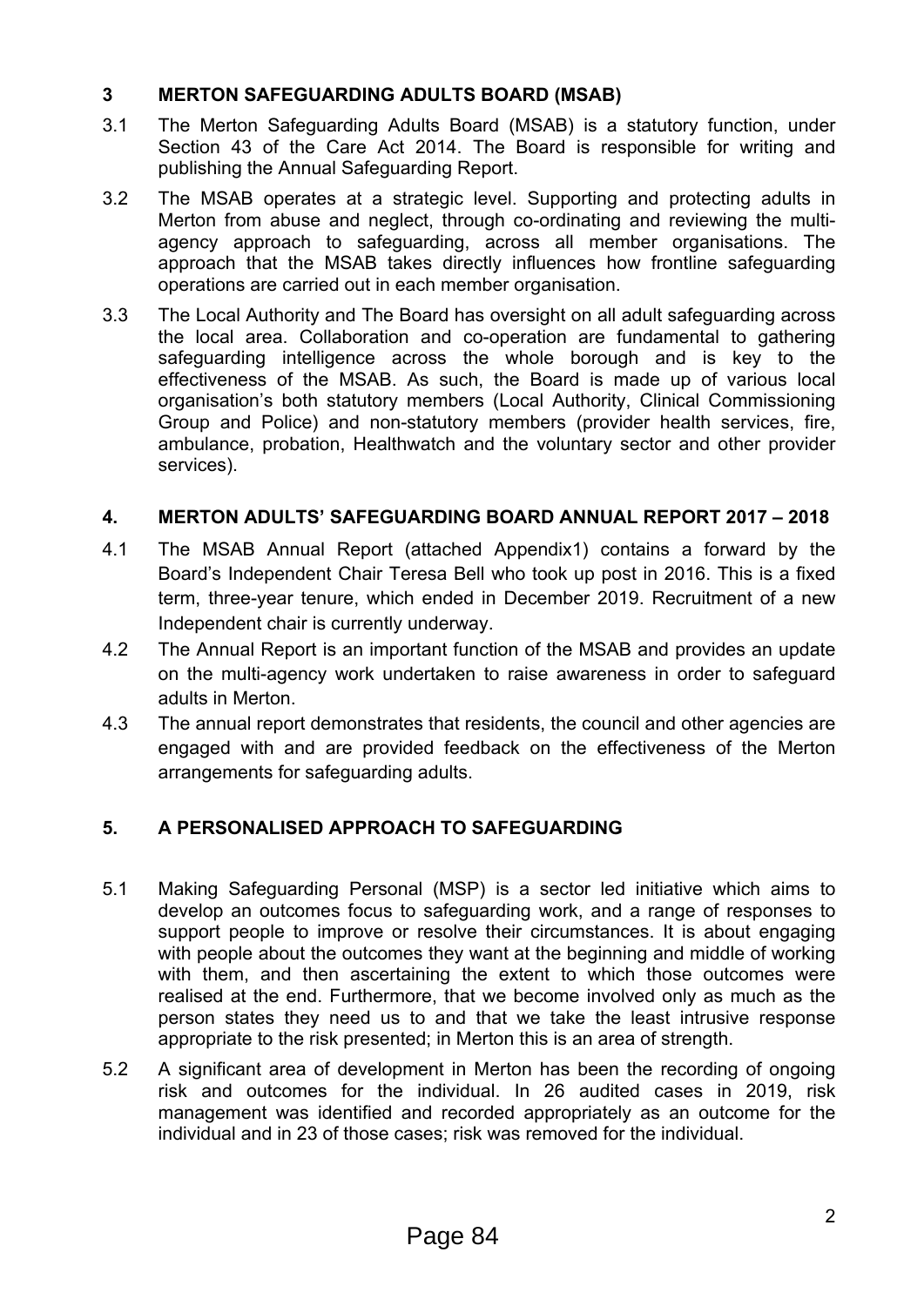## 3 MERTON SAFEGUARDING ADULTS BOARD (MSAB)

3.1 The Merton Safeguarding Adults Board (MSAB) is a statutory function, under Section 43 of the Care Act 2014. The Board is responsible for writing and publishing the Annual Safeguarding Report.

3.2 The MSAB operates at a strategic level. Supporting and protecting adults in Merton from abuse and neglect, through co-ordinating and reviewing the multi-agency approach to safeguarding, across all member organisations. The approach that the MSAB takes directly influences how frontline safeguarding operations are carried out in each member organisation.

3.3 The Local Authority and The Board has oversight on all adult safeguarding across the local area. Collaboration and co-operation are fundamental to gathering safeguarding intelligence across the whole borough and is key to the effectiveness of the MSAB. As such, the Board is made up of various local organisation's both statutory members (Local Authority, Clinical Commissioning Group and Police) and non-statutory members (provider health services, fire, ambulance, probation, Healthwatch and the voluntary sector and other provider services).

## 4. MERTON ADULTS' SAFEGUARDING BOARD ANNUAL REPORT 2017 – 2018

4.1 The MSAB Annual Report (attached Appendix1) contains a forward by the Board's Independent Chair Teresa Bell who took up post in 2016. This is a fixed term, three-year tenure, which ended in December 2019. Recruitment of a new Independent chair is currently underway.

4.2 The Annual Report is an important function of the MSAB and provides an update on the multi-agency work undertaken to raise awareness in order to safeguard adults in Merton.

4.3 The annual report demonstrates that residents, the council and other agencies are engaged with and are provided feedback on the effectiveness of the Merton arrangements for safeguarding adults.

## 5. A PERSONALISED APPROACH TO SAFEGUARDING

5.1 Making Safeguarding Personal (MSP) is a sector led initiative which aims to develop an outcomes focus to safeguarding work, and a range of responses to support people to improve or resolve their circumstances. It is about engaging with people about the outcomes they want at the beginning and middle of working with them, and then ascertaining the extent to which those outcomes were realised at the end. Furthermore, that we become involved only as much as the person states they need us to and that we take the least intrusive response appropriate to the risk presented; in Merton this is an area of strength.

5.2 A significant area of development in Merton has been the recording of ongoing risk and outcomes for the individual. In 26 audited cases in 2019, risk management was identified and recorded appropriately as an outcome for the individual and in 23 of those cases; risk was removed for the individual.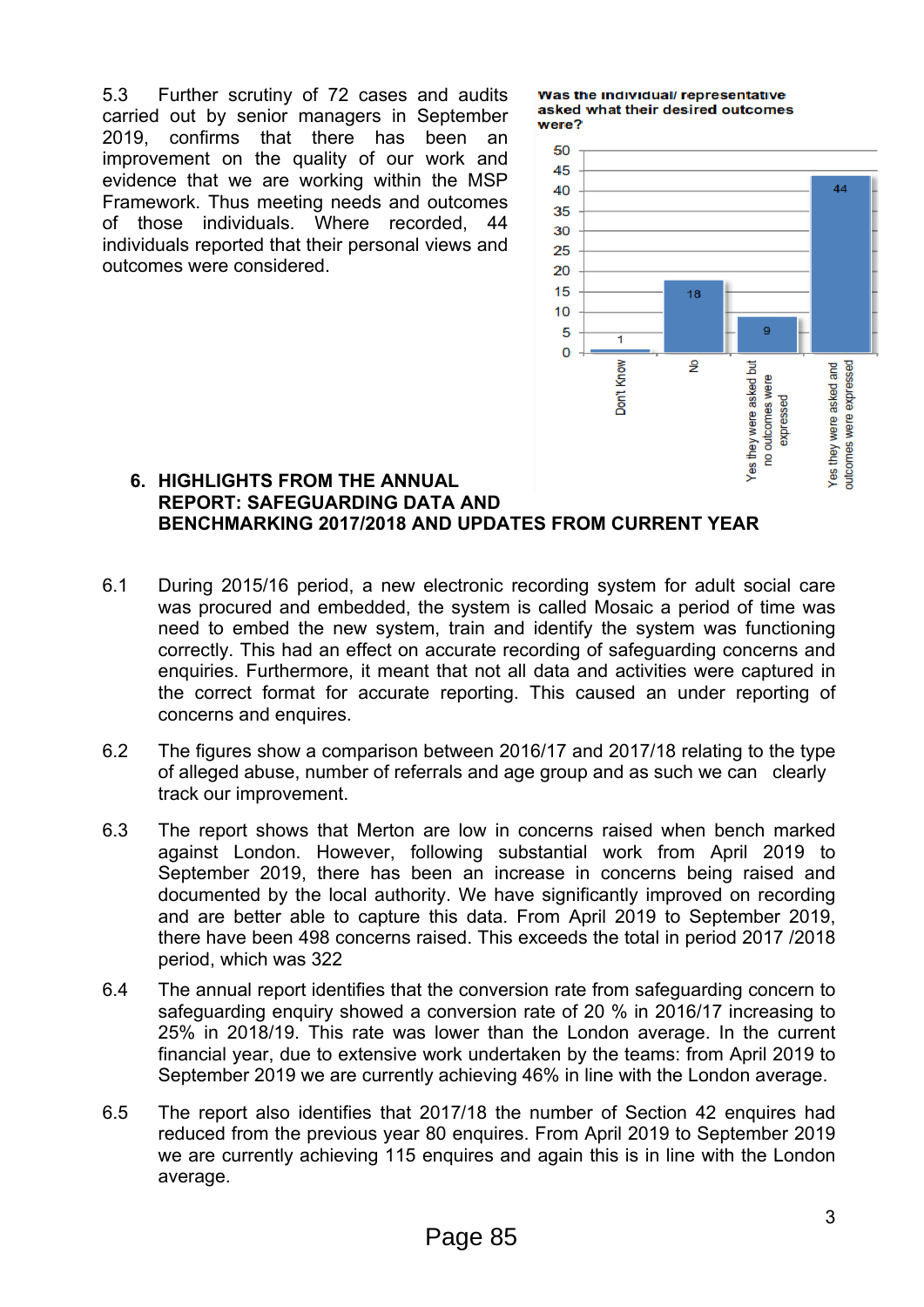5.3 Further scrutiny of 72 cases and audits carried out by senior managers in September 2019, confirms that there has been an improvement on the quality of our work and evidence that we are working within the MSP Framework. Thus meeting needs and outcomes of those individuals. Where recorded, 44 individuals reported that their personal views and outcomes were considered.

**Was the individual/ representative asked what their desired outcomes were?**

| Response | Number |
|---|---|
| Don't Know | 1 |
| No | 18 |
| Yes they were asked but no outcomes were expressed | 9 |
| Yes they were asked and outcomes were expressed | 44 |

## 6. HIGHLIGHTS FROM THE ANNUAL REPORT: SAFEGUARDING DATA AND BENCHMARKING 2017/2018 AND UPDATES FROM CURRENT YEAR

6.1 During 2015/16 period, a new electronic recording system for adult social care was procured and embedded, the system is called Mosaic a period of time was need to embed the new system, train and identify the system was functioning correctly. This had an effect on accurate recording of safeguarding concerns and enquiries. Furthermore, it meant that not all data and activities were captured in the correct format for accurate reporting. This caused an under reporting of concerns and enquires.

6.2 The figures show a comparison between 2016/17 and 2017/18 relating to the type of alleged abuse, number of referrals and age group and as such we can clearly track our improvement.

6.3 The report shows that Merton are low in concerns raised when bench marked against London. However, following substantial work from April 2019 to September 2019, there has been an increase in concerns being raised and documented by the local authority. We have significantly improved on recording and are better able to capture this data. From April 2019 to September 2019, there have been 498 concerns raised. This exceeds the total in period 2017 /2018 period, which was 322

6.4 The annual report identifies that the conversion rate from safeguarding concern to safeguarding enquiry showed a conversion rate of 20 % in 2016/17 increasing to 25% in 2018/19. This rate was lower than the London average. In the current financial year, due to extensive work undertaken by the teams: from April 2019 to September 2019 we are currently achieving 46% in line with the London average.

6.5 The report also identifies that 2017/18 the number of Section 42 enquires had reduced from the previous year 80 enquires. From April 2019 to September 2019 we are currently achieving 115 enquires and again this is in line with the London average.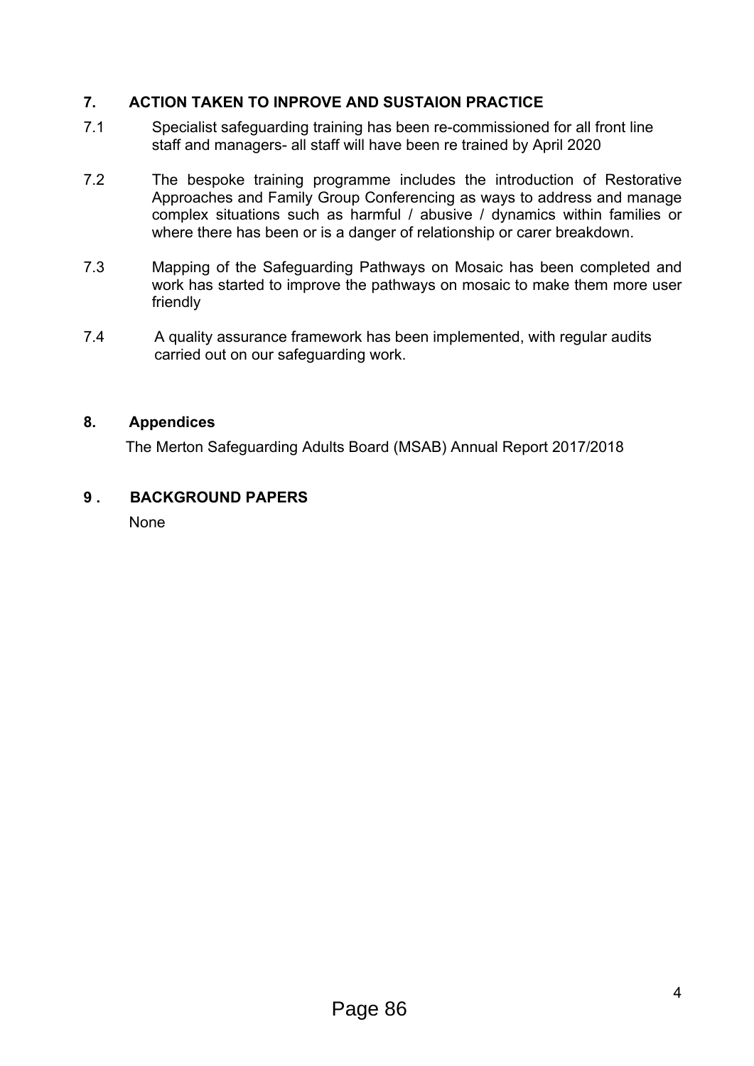## 7. ACTION TAKEN TO INPROVE AND SUSTAION PRACTICE

7.1 Specialist safeguarding training has been re-commissioned for all front line staff and managers- all staff will have been re trained by April 2020

7.2 The bespoke training programme includes the introduction of Restorative Approaches and Family Group Conferencing as ways to address and manage complex situations such as harmful / abusive / dynamics within families or where there has been or is a danger of relationship or carer breakdown.

7.3 Mapping of the Safeguarding Pathways on Mosaic has been completed and work has started to improve the pathways on mosaic to make them more user friendly

7.4 A quality assurance framework has been implemented, with regular audits carried out on our safeguarding work.

## 8. Appendices

The Merton Safeguarding Adults Board (MSAB) Annual Report 2017/2018

## 9 . BACKGROUND PAPERS

None